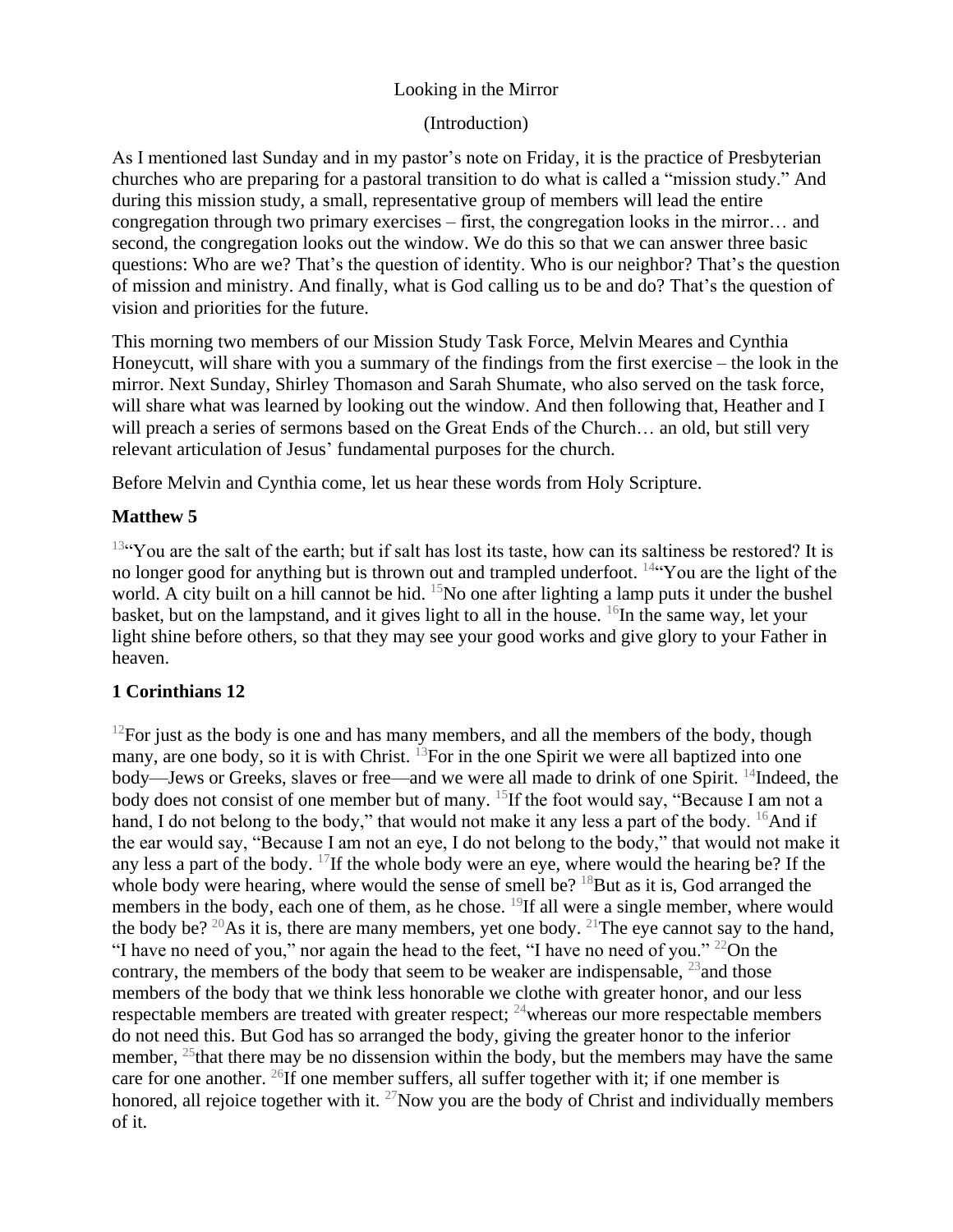Looking in the Mirror

(Introduction)

As I mentioned last Sunday and in my pastor's note on Friday, it is the practice of Presbyterian churches who are preparing for a pastoral transition to do what is called a "mission study." And during this mission study, a small, representative group of members will lead the entire congregation through two primary exercises – first, the congregation looks in the mirror… and second, the congregation looks out the window. We do this so that we can answer three basic questions: Who are we? That's the question of identity. Who is our neighbor? That's the question of mission and ministry. And finally, what is God calling us to be and do? That's the question of vision and priorities for the future.

This morning two members of our Mission Study Task Force, Melvin Meares and Cynthia Honeycutt, will share with you a summary of the findings from the first exercise – the look in the mirror. Next Sunday, Shirley Thomason and Sarah Shumate, who also served on the task force, will share what was learned by looking out the window. And then following that, Heather and I will preach a series of sermons based on the Great Ends of the Church… an old, but still very relevant articulation of Jesus' fundamental purposes for the church.

Before Melvin and Cynthia come, let us hear these words from Holy Scripture.

**Matthew 5**

[13]"You are the salt of the earth; but if salt has lost its taste, how can its saltiness be restored? It is no longer good for anything but is thrown out and trampled underfoot. [14]"You are the light of the world. A city built on a hill cannot be hid. [15]No one after lighting a lamp puts it under the bushel basket, but on the lampstand, and it gives light to all in the house. [16]In the same way, let your light shine before others, so that they may see your good works and give glory to your Father in heaven.

**1 Corinthians 12**

[12]For just as the body is one and has many members, and all the members of the body, though many, are one body, so it is with Christ. [13]For in the one Spirit we were all baptized into one body—Jews or Greeks, slaves or free—and we were all made to drink of one Spirit. [14]Indeed, the body does not consist of one member but of many. [15]If the foot would say, "Because I am not a hand, I do not belong to the body," that would not make it any less a part of the body. [16]And if the ear would say, "Because I am not an eye, I do not belong to the body," that would not make it any less a part of the body. [17]If the whole body were an eye, where would the hearing be? If the whole body were hearing, where would the sense of smell be? [18]But as it is, God arranged the members in the body, each one of them, as he chose. [19]If all were a single member, where would the body be? [20]As it is, there are many members, yet one body. [21]The eye cannot say to the hand, "I have no need of you," nor again the head to the feet, "I have no need of you." [22]On the contrary, the members of the body that seem to be weaker are indispensable, [23]and those members of the body that we think less honorable we clothe with greater honor, and our less respectable members are treated with greater respect; [24]whereas our more respectable members do not need this. But God has so arranged the body, giving the greater honor to the inferior member, [25]that there may be no dissension within the body, but the members may have the same care for one another. [26]If one member suffers, all suffer together with it; if one member is honored, all rejoice together with it. [27]Now you are the body of Christ and individually members of it.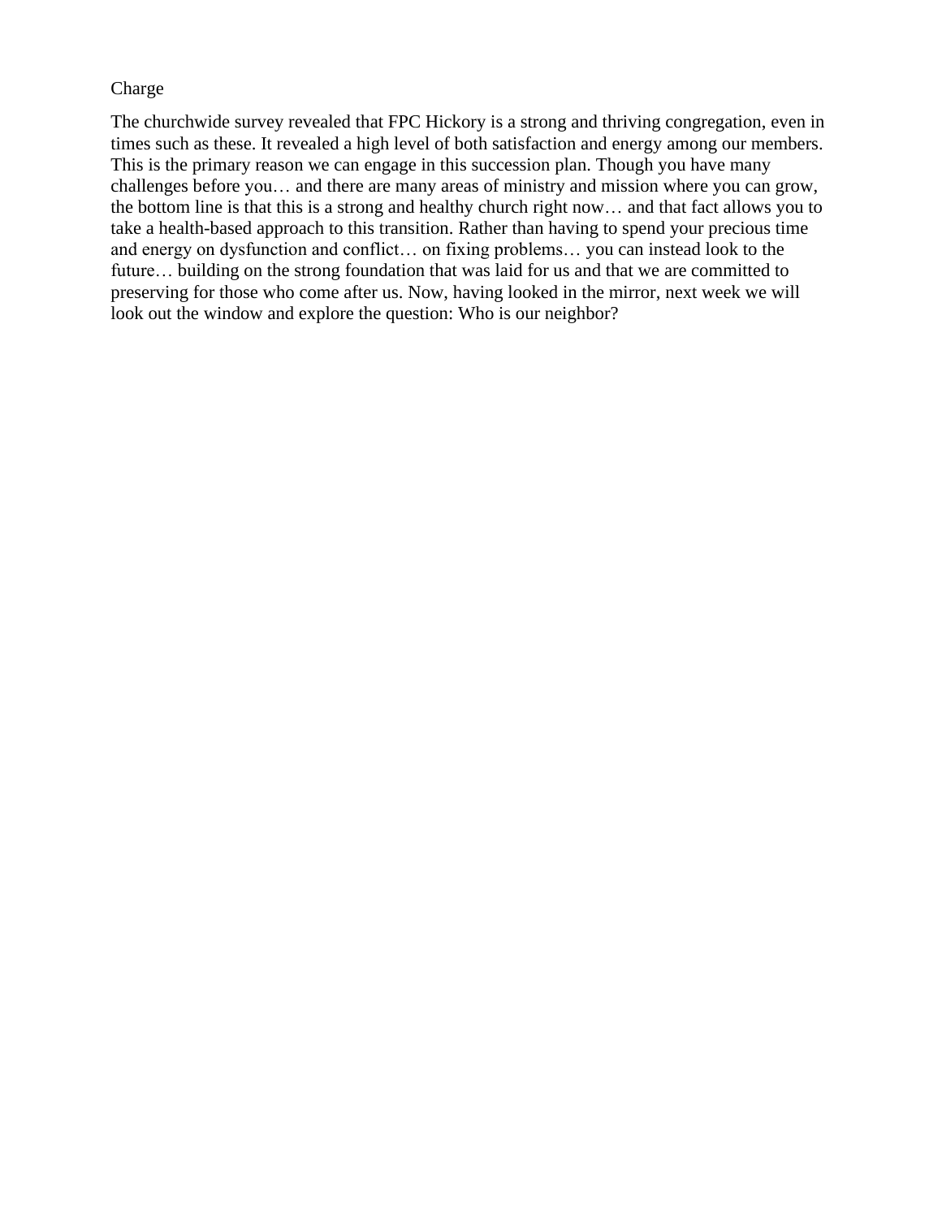Charge

The churchwide survey revealed that FPC Hickory is a strong and thriving congregation, even in times such as these. It revealed a high level of both satisfaction and energy among our members. This is the primary reason we can engage in this succession plan. Though you have many challenges before you… and there are many areas of ministry and mission where you can grow, the bottom line is that this is a strong and healthy church right now… and that fact allows you to take a health-based approach to this transition. Rather than having to spend your precious time and energy on dysfunction and conflict… on fixing problems… you can instead look to the future… building on the strong foundation that was laid for us and that we are committed to preserving for those who come after us. Now, having looked in the mirror, next week we will look out the window and explore the question: Who is our neighbor?